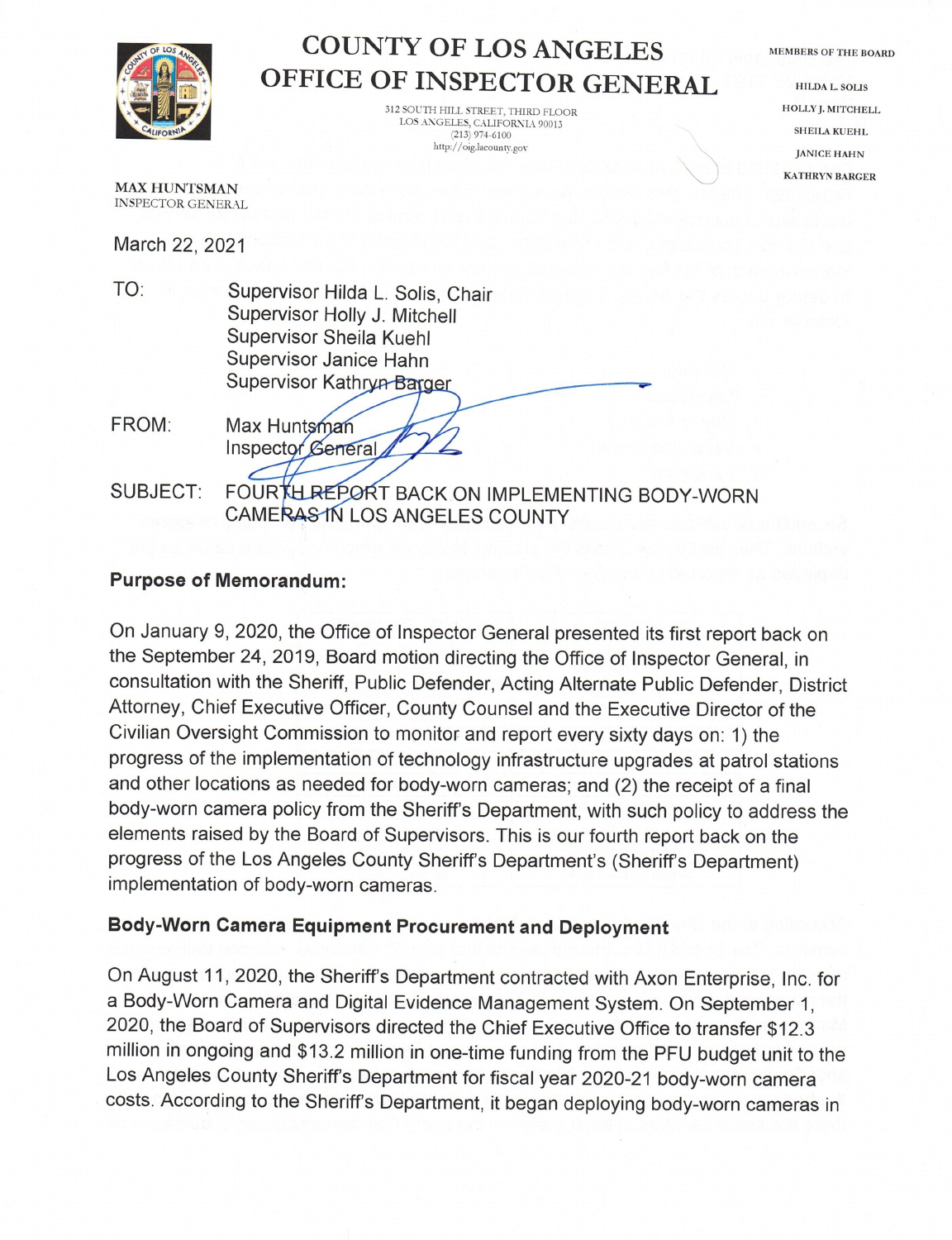# COUNTY OF LOS ANGELES
# OFFICE OF INSPECTOR GENERAL

312 SOUTH HILL STREET, THIRD FLOOR
LOS ANGELES, CALIFORNIA 90013
(213) 974-6100
http://oig.lacounty.gov

MEMBERS OF THE BOARD

HILDA L. SOLIS
HOLLY J. MITCHELL
SHEILA KUEHL
JANICE HAHN
KATHRYN BARGER

MAX HUNTSMAN
INSPECTOR GENERAL

March 22, 2021

TO: Supervisor Hilda L. Solis, Chair
Supervisor Holly J. Mitchell
Supervisor Sheila Kuehl
Supervisor Janice Hahn
Supervisor Kathryn Barger

FROM: Max Huntsman
Inspector General

SUBJECT: FOURTH REPORT BACK ON IMPLEMENTING BODY-WORN CAMERAS IN LOS ANGELES COUNTY

**Purpose of Memorandum:**

On January 9, 2020, the Office of Inspector General presented its first report back on the September 24, 2019, Board motion directing the Office of Inspector General, in consultation with the Sheriff, Public Defender, Acting Alternate Public Defender, District Attorney, Chief Executive Officer, County Counsel and the Executive Director of the Civilian Oversight Commission to monitor and report every sixty days on: 1) the progress of the implementation of technology infrastructure upgrades at patrol stations and other locations as needed for body-worn cameras; and (2) the receipt of a final body-worn camera policy from the Sheriff's Department, with such policy to address the elements raised by the Board of Supervisors. This is our fourth report back on the progress of the Los Angeles County Sheriff's Department's (Sheriff's Department) implementation of body-worn cameras.

**Body-Worn Camera Equipment Procurement and Deployment**

On August 11, 2020, the Sheriff's Department contracted with Axon Enterprise, Inc. for a Body-Worn Camera and Digital Evidence Management System. On September 1, 2020, the Board of Supervisors directed the Chief Executive Office to transfer $12.3 million in ongoing and $13.2 million in one-time funding from the PFU budget unit to the Los Angeles County Sheriff's Department for fiscal year 2020-21 body-worn camera costs. According to the Sheriff's Department, it began deploying body-worn cameras in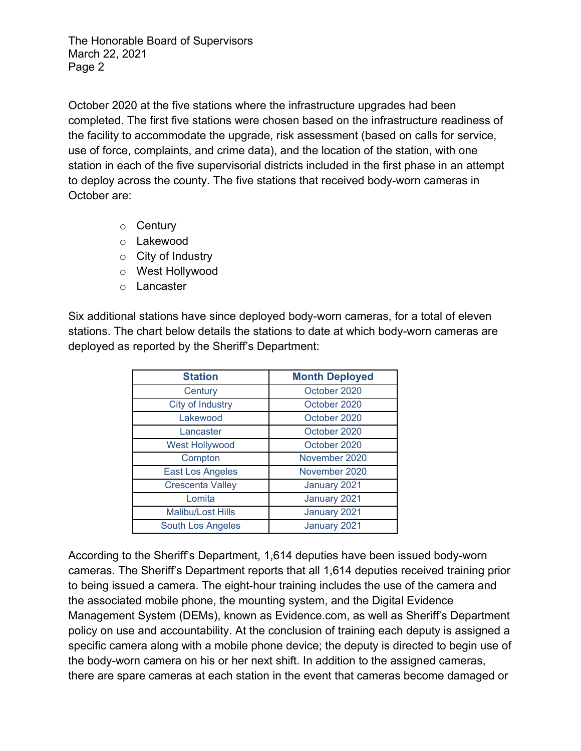October 2020 at the five stations where the infrastructure upgrades had been completed. The first five stations were chosen based on the infrastructure readiness of the facility to accommodate the upgrade, risk assessment (based on calls for service, use of force, complaints, and crime data), and the location of the station, with one station in each of the five supervisorial districts included in the first phase in an attempt to deploy across the county. The five stations that received body-worn cameras in October are:

- Century
- Lakewood
- City of Industry
- West Hollywood
- Lancaster

Six additional stations have since deployed body-worn cameras, for a total of eleven stations. The chart below details the stations to date at which body-worn cameras are deployed as reported by the Sheriff's Department:

| Station | Month Deployed |
|---|---|
| Century | October 2020 |
| City of Industry | October 2020 |
| Lakewood | October 2020 |
| Lancaster | October 2020 |
| West Hollywood | October 2020 |
| Compton | November 2020 |
| East Los Angeles | November 2020 |
| Crescenta Valley | January 2021 |
| Lomita | January 2021 |
| Malibu/Lost Hills | January 2021 |
| South Los Angeles | January 2021 |

According to the Sheriff's Department, 1,614 deputies have been issued body-worn cameras. The Sheriff's Department reports that all 1,614 deputies received training prior to being issued a camera. The eight-hour training includes the use of the camera and the associated mobile phone, the mounting system, and the Digital Evidence Management System (DEMs), known as Evidence.com, as well as Sheriff's Department policy on use and accountability. At the conclusion of training each deputy is assigned a specific camera along with a mobile phone device; the deputy is directed to begin use of the body-worn camera on his or her next shift. In addition to the assigned cameras, there are spare cameras at each station in the event that cameras become damaged or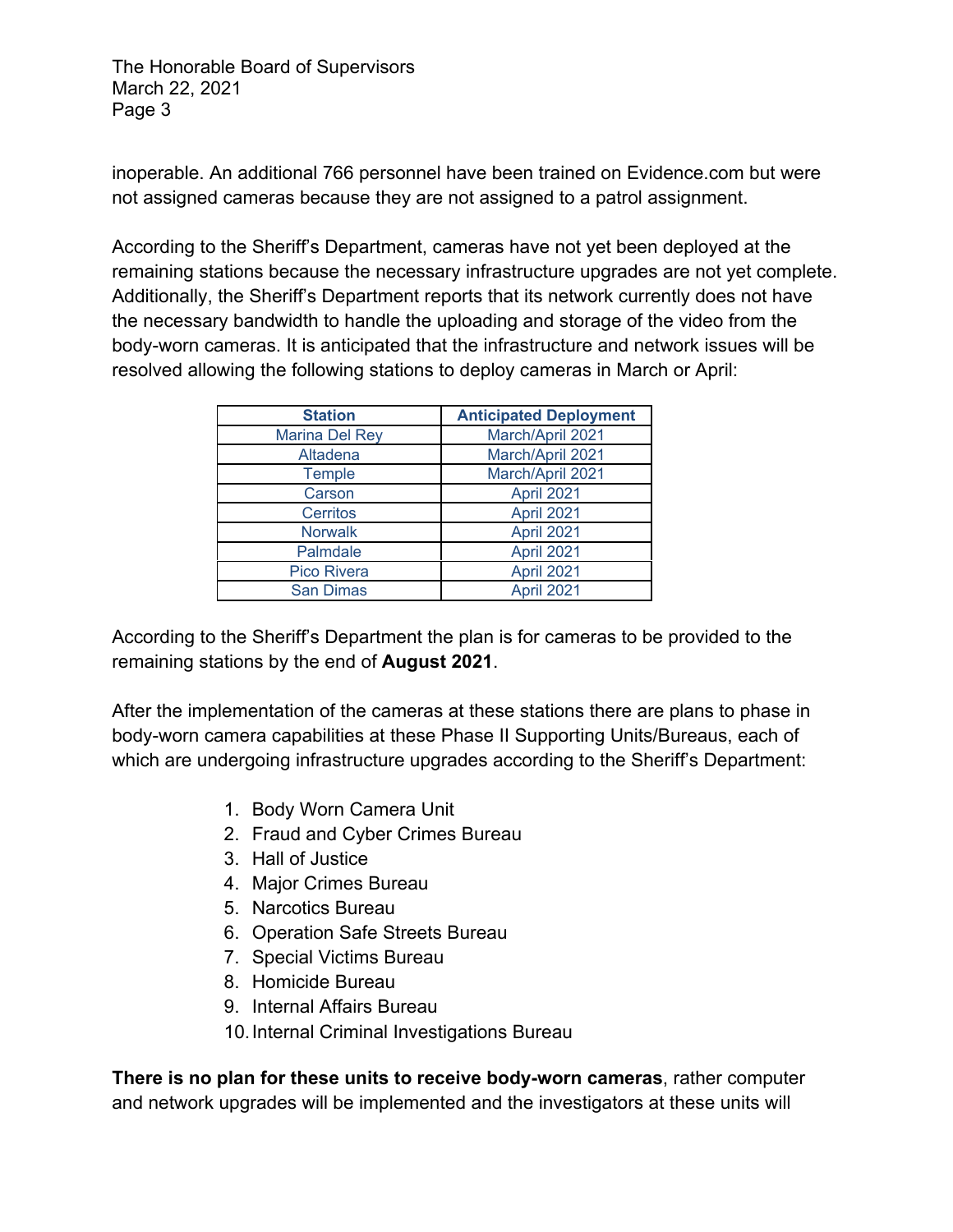inoperable. An additional 766 personnel have been trained on Evidence.com but were not assigned cameras because they are not assigned to a patrol assignment.

According to the Sheriff's Department, cameras have not yet been deployed at the remaining stations because the necessary infrastructure upgrades are not yet complete. Additionally, the Sheriff's Department reports that its network currently does not have the necessary bandwidth to handle the uploading and storage of the video from the body-worn cameras. It is anticipated that the infrastructure and network issues will be resolved allowing the following stations to deploy cameras in March or April:

| Station | Anticipated Deployment |
|---|---|
| Marina Del Rey | March/April 2021 |
| Altadena | March/April 2021 |
| Temple | March/April 2021 |
| Carson | April 2021 |
| Cerritos | April 2021 |
| Norwalk | April 2021 |
| Palmdale | April 2021 |
| Pico Rivera | April 2021 |
| San Dimas | April 2021 |

According to the Sheriff's Department the plan is for cameras to be provided to the remaining stations by the end of **August 2021**.

After the implementation of the cameras at these stations there are plans to phase in body-worn camera capabilities at these Phase II Supporting Units/Bureaus, each of which are undergoing infrastructure upgrades according to the Sheriff's Department:

1. Body Worn Camera Unit
2. Fraud and Cyber Crimes Bureau
3. Hall of Justice
4. Major Crimes Bureau
5. Narcotics Bureau
6. Operation Safe Streets Bureau
7. Special Victims Bureau
8. Homicide Bureau
9. Internal Affairs Bureau
10. Internal Criminal Investigations Bureau

**There is no plan for these units to receive body-worn cameras**, rather computer and network upgrades will be implemented and the investigators at these units will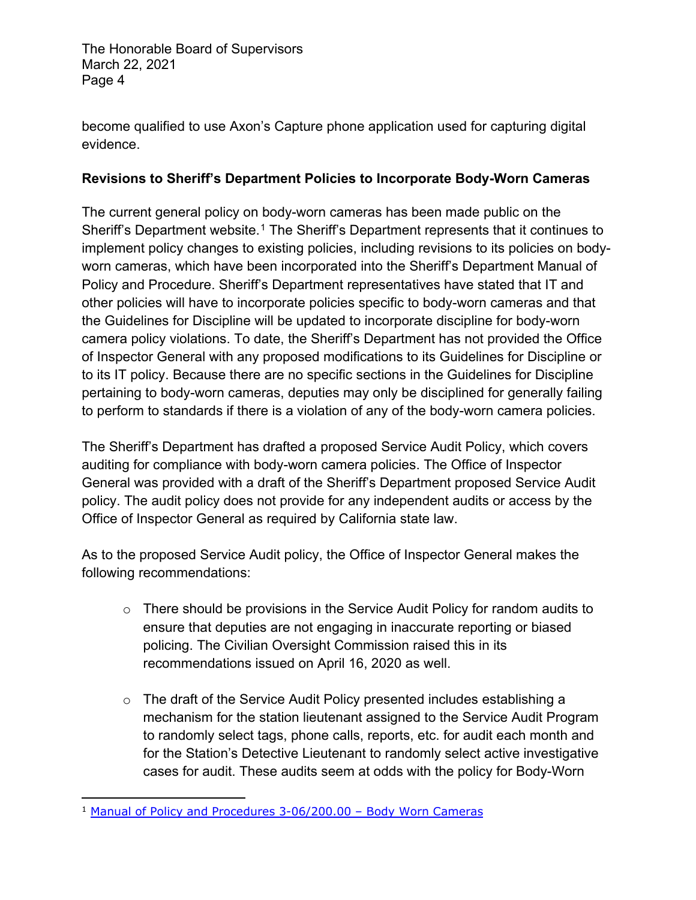become qualified to use Axon's Capture phone application used for capturing digital evidence.

**Revisions to Sheriff's Department Policies to Incorporate Body-Worn Cameras**

The current general policy on body-worn cameras has been made public on the Sheriff's Department website.[1] The Sheriff's Department represents that it continues to implement policy changes to existing policies, including revisions to its policies on body-worn cameras, which have been incorporated into the Sheriff's Department Manual of Policy and Procedure. Sheriff's Department representatives have stated that IT and other policies will have to incorporate policies specific to body-worn cameras and that the Guidelines for Discipline will be updated to incorporate discipline for body-worn camera policy violations. To date, the Sheriff's Department has not provided the Office of Inspector General with any proposed modifications to its Guidelines for Discipline or to its IT policy. Because there are no specific sections in the Guidelines for Discipline pertaining to body-worn cameras, deputies may only be disciplined for generally failing to perform to standards if there is a violation of any of the body-worn camera policies.

The Sheriff's Department has drafted a proposed Service Audit Policy, which covers auditing for compliance with body-worn camera policies. The Office of Inspector General was provided with a draft of the Sheriff's Department proposed Service Audit policy. The audit policy does not provide for any independent audits or access by the Office of Inspector General as required by California state law.

As to the proposed Service Audit policy, the Office of Inspector General makes the following recommendations:

- There should be provisions in the Service Audit Policy for random audits to ensure that deputies are not engaging in inaccurate reporting or biased policing. The Civilian Oversight Commission raised this in its recommendations issued on April 16, 2020 as well.

- The draft of the Service Audit Policy presented includes establishing a mechanism for the station lieutenant assigned to the Service Audit Program to randomly select tags, phone calls, reports, etc. for audit each month and for the Station's Detective Lieutenant to randomly select active investigative cases for audit. These audits seem at odds with the policy for Body-Worn

[1] Manual of Policy and Procedures 3-06/200.00 – Body Worn Cameras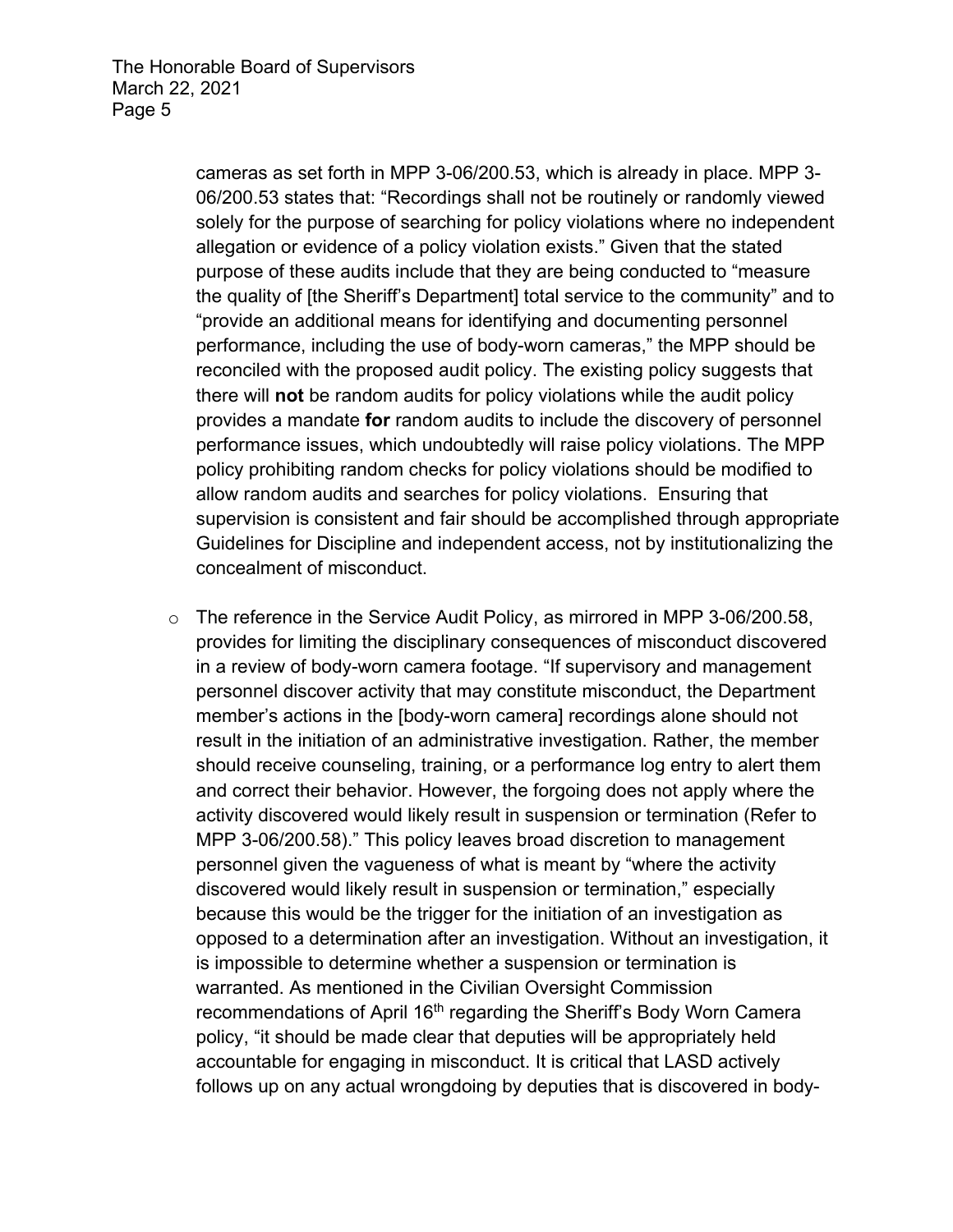cameras as set forth in MPP 3-06/200.53, which is already in place. MPP 3-06/200.53 states that: "Recordings shall not be routinely or randomly viewed solely for the purpose of searching for policy violations where no independent allegation or evidence of a policy violation exists." Given that the stated purpose of these audits include that they are being conducted to "measure the quality of [the Sheriff's Department] total service to the community" and to "provide an additional means for identifying and documenting personnel performance, including the use of body-worn cameras," the MPP should be reconciled with the proposed audit policy. The existing policy suggests that there will **not** be random audits for policy violations while the audit policy provides a mandate **for** random audits to include the discovery of personnel performance issues, which undoubtedly will raise policy violations. The MPP policy prohibiting random checks for policy violations should be modified to allow random audits and searches for policy violations. Ensuring that supervision is consistent and fair should be accomplished through appropriate Guidelines for Discipline and independent access, not by institutionalizing the concealment of misconduct.

- The reference in the Service Audit Policy, as mirrored in MPP 3-06/200.58, provides for limiting the disciplinary consequences of misconduct discovered in a review of body-worn camera footage. "If supervisory and management personnel discover activity that may constitute misconduct, the Department member's actions in the [body-worn camera] recordings alone should not result in the initiation of an administrative investigation. Rather, the member should receive counseling, training, or a performance log entry to alert them and correct their behavior. However, the forgoing does not apply where the activity discovered would likely result in suspension or termination (Refer to MPP 3-06/200.58)." This policy leaves broad discretion to management personnel given the vagueness of what is meant by "where the activity discovered would likely result in suspension or termination," especially because this would be the trigger for the initiation of an investigation as opposed to a determination after an investigation. Without an investigation, it is impossible to determine whether a suspension or termination is warranted. As mentioned in the Civilian Oversight Commission recommendations of April 16th regarding the Sheriff's Body Worn Camera policy, "it should be made clear that deputies will be appropriately held accountable for engaging in misconduct. It is critical that LASD actively follows up on any actual wrongdoing by deputies that is discovered in body-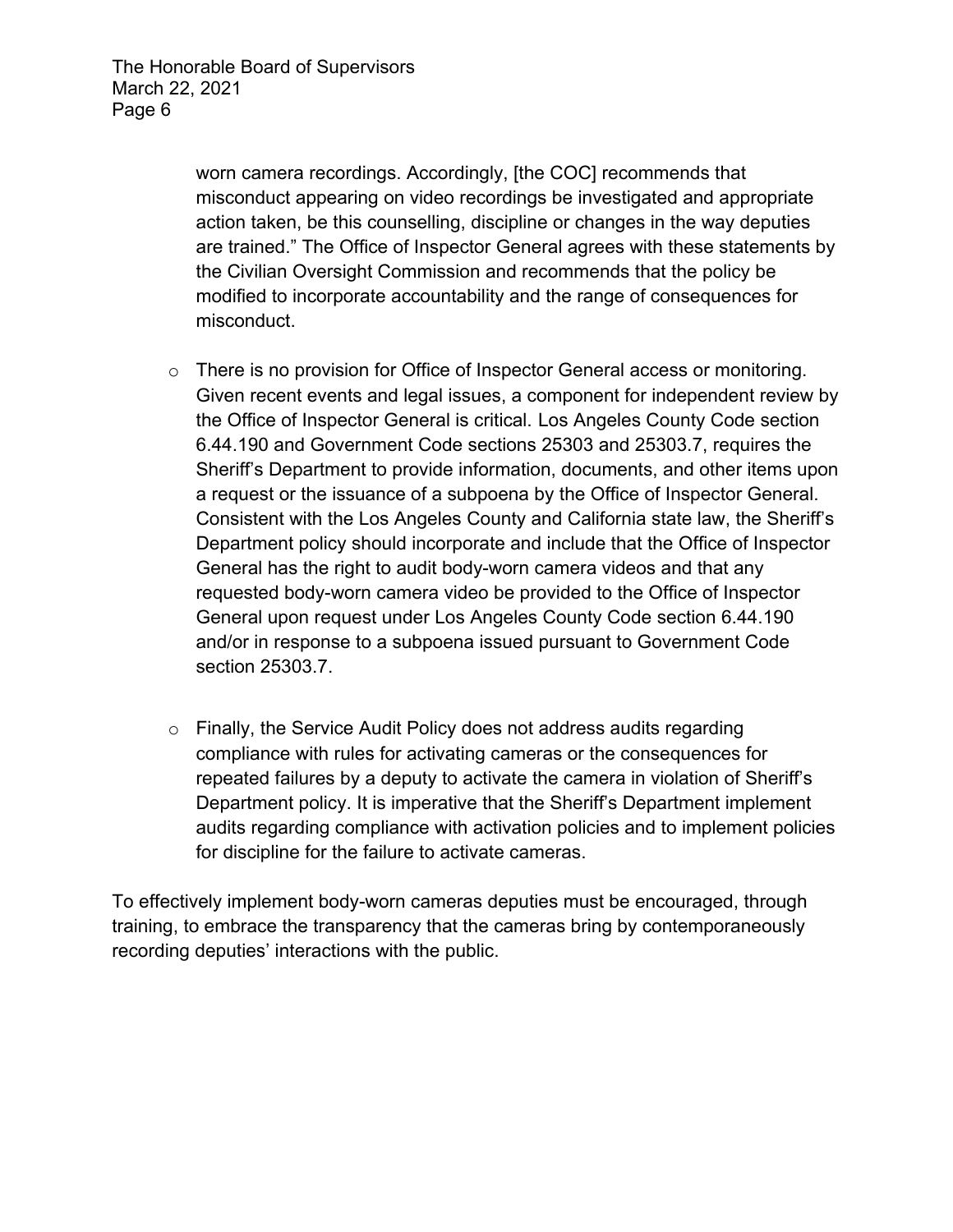worn camera recordings. Accordingly, [the COC] recommends that misconduct appearing on video recordings be investigated and appropriate action taken, be this counselling, discipline or changes in the way deputies are trained." The Office of Inspector General agrees with these statements by the Civilian Oversight Commission and recommends that the policy be modified to incorporate accountability and the range of consequences for misconduct.

- There is no provision for Office of Inspector General access or monitoring. Given recent events and legal issues, a component for independent review by the Office of Inspector General is critical. Los Angeles County Code section 6.44.190 and Government Code sections 25303 and 25303.7, requires the Sheriff's Department to provide information, documents, and other items upon a request or the issuance of a subpoena by the Office of Inspector General. Consistent with the Los Angeles County and California state law, the Sheriff's Department policy should incorporate and include that the Office of Inspector General has the right to audit body-worn camera videos and that any requested body-worn camera video be provided to the Office of Inspector General upon request under Los Angeles County Code section 6.44.190 and/or in response to a subpoena issued pursuant to Government Code section 25303.7.

- Finally, the Service Audit Policy does not address audits regarding compliance with rules for activating cameras or the consequences for repeated failures by a deputy to activate the camera in violation of Sheriff's Department policy. It is imperative that the Sheriff's Department implement audits regarding compliance with activation policies and to implement policies for discipline for the failure to activate cameras.

To effectively implement body-worn cameras deputies must be encouraged, through training, to embrace the transparency that the cameras bring by contemporaneously recording deputies' interactions with the public.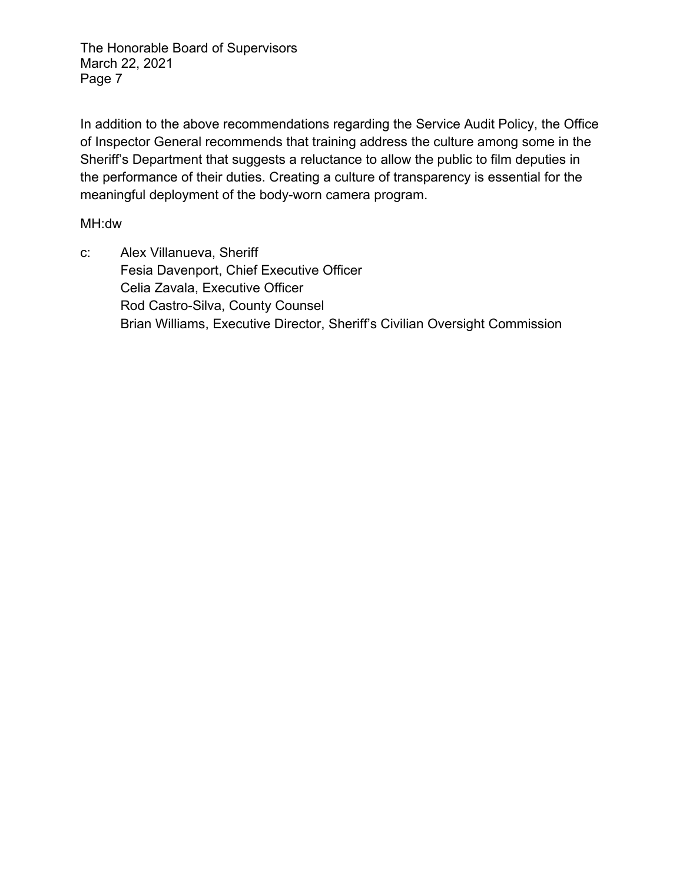In addition to the above recommendations regarding the Service Audit Policy, the Office of Inspector General recommends that training address the culture among some in the Sheriff's Department that suggests a reluctance to allow the public to film deputies in the performance of their duties. Creating a culture of transparency is essential for the meaningful deployment of the body-worn camera program.

MH:dw

c: Alex Villanueva, Sheriff
Fesia Davenport, Chief Executive Officer
Celia Zavala, Executive Officer
Rod Castro-Silva, County Counsel
Brian Williams, Executive Director, Sheriff's Civilian Oversight Commission